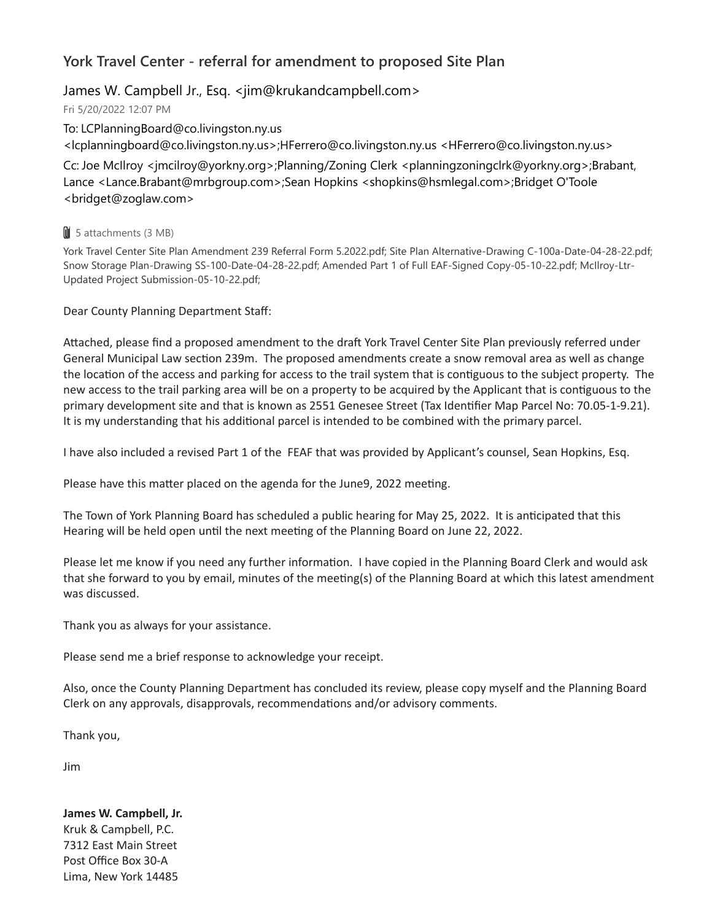# York Travel Center - referral for amendment to proposed Site Plan

James W. Campbell Jr., Esq. <jim@krukandcampbell.com>

Fri 5/20/2022 12:07 PM

To: LCPlanningBoard@co.livingston.ny.us <lcplanningboard@co.livingston.ny.us>;HFerrero@co.livingston.ny.us <HFerrero@co.livingston.ny.us>

Cc: Joe McIlroy <jmcilroy@yorkny.org>;Planning/Zoning Clerk <planningzoningclrk@yorkny.org>;Brabant, Lance <Lance.Brabant@mrbgroup.com>;Sean Hopkins <shopkins@hsmlegal.com>;Bridget O'Toole <bridget@zoglaw.com>

5 attachments (3 MB)

York Travel Center Site Plan Amendment 239 Referral Form 5.2022.pdf; Site Plan Alternative-Drawing C-100a-Date-04-28-22.pdf; Snow Storage Plan-Drawing SS-100-Date-04-28-22.pdf; Amended Part 1 of Full EAF-Signed Copy-05-10-22.pdf; McIlroy-Ltr-Updated Project Submission-05-10-22.pdf;

Dear County Planning Department Staff:

Attached, please find a proposed amendment to the draft York Travel Center Site Plan previously referred under General Municipal Law section 239m. The proposed amendments create a snow removal area as well as change the location of the access and parking for access to the trail system that is contiguous to the subject property. The new access to the trail parking area will be on a property to be acquired by the Applicant that is contiguous to the primary development site and that is known as 2551 Genesee Street (Tax Identifier Map Parcel No: 70.05-1-9.21). It is my understanding that his additional parcel is intended to be combined with the primary parcel.

I have also included a revised Part 1 of the FEAF that was provided by Applicant's counsel, Sean Hopkins, Esq.

Please have this matter placed on the agenda for the June9, 2022 meeting.

The Town of York Planning Board has scheduled a public hearing for May 25, 2022. It is anticipated that this Hearing will be held open until the next meeting of the Planning Board on June 22, 2022.

Please let me know if you need any further information. I have copied in the Planning Board Clerk and would ask that she forward to you by email, minutes of the meeting(s) of the Planning Board at which this latest amendment was discussed.

Thank you as always for your assistance.

Please send me a brief response to acknowledge your receipt.

Also, once the County Planning Department has concluded its review, please copy myself and the Planning Board Clerk on any approvals, disapprovals, recommendations and/or advisory comments.

Thank you,

Jim

**James W. Campbell, Jr.**
Kruk & Campbell, P.C.
7312 East Main Street
Post Office Box 30-A
Lima, New York 14485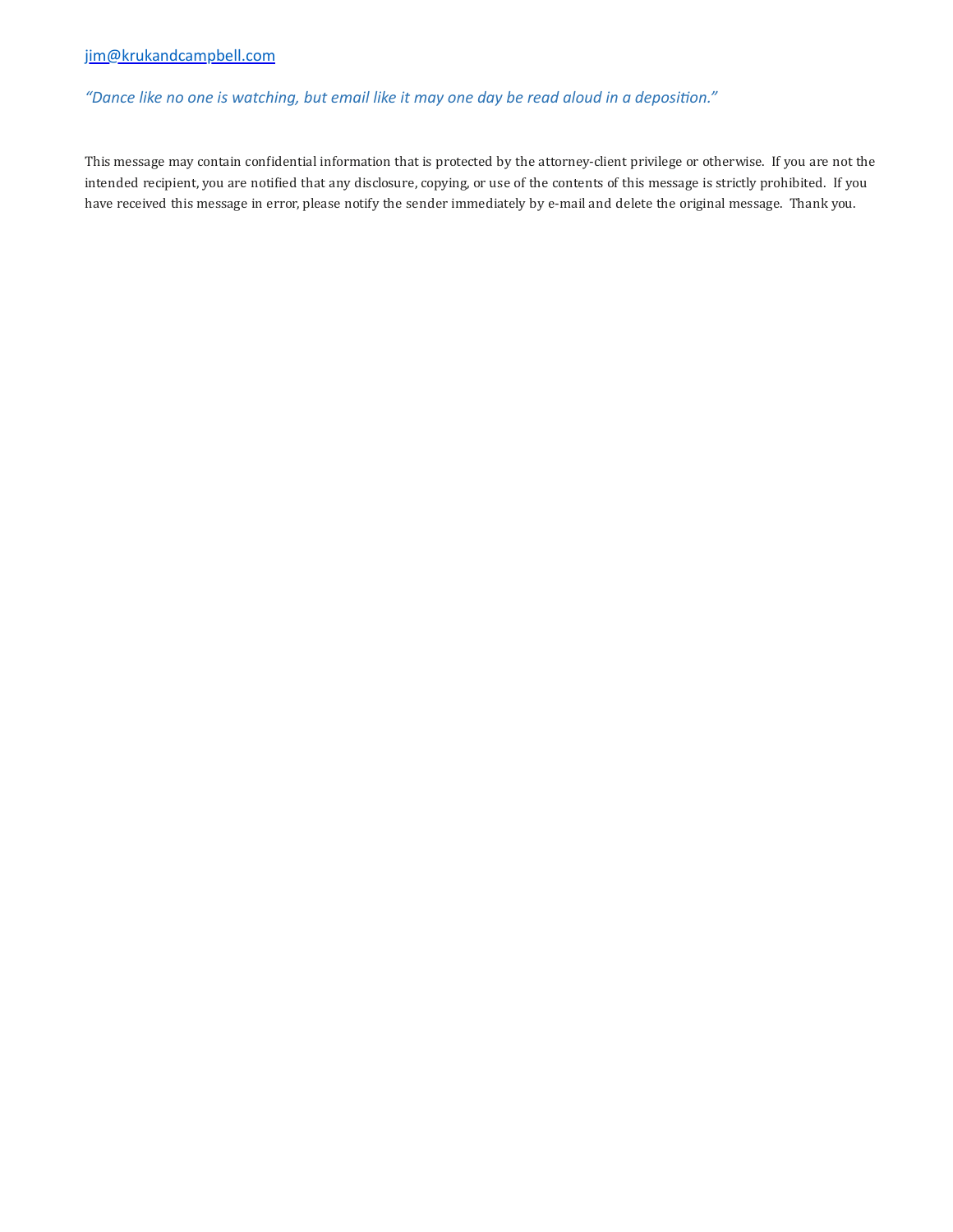jim@krukandcampbell.com

*"Dance like no one is watching, but email like it may one day be read aloud in a deposition."*

This message may contain confidential information that is protected by the attorney-client privilege or otherwise. If you are not the intended recipient, you are notified that any disclosure, copying, or use of the contents of this message is strictly prohibited. If you have received this message in error, please notify the sender immediately by e-mail and delete the original message. Thank you.